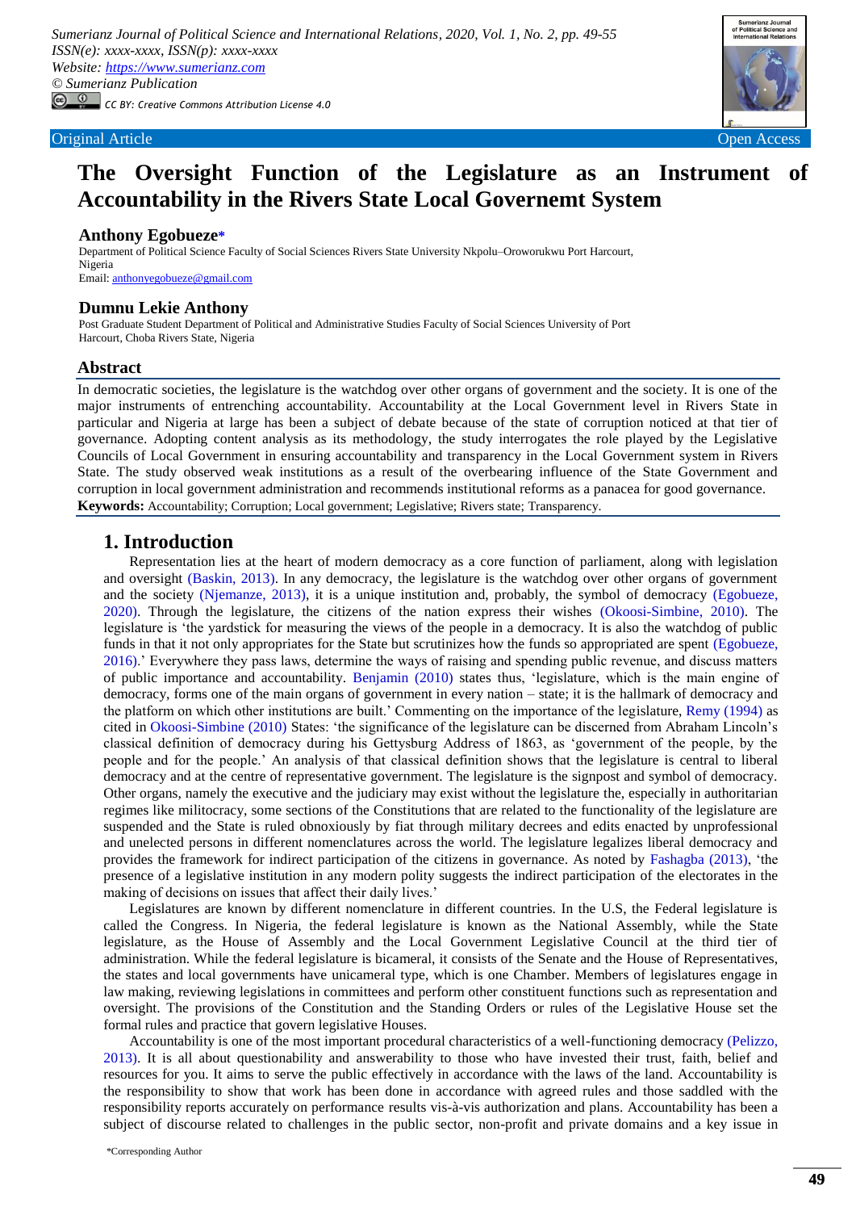Original Article

Open Access

# The Oversight Function of the Legislature as an Instrument of Accountability in the Rivers State Local Governemt System

**Anthony Egobueze***

Department of Political Science Faculty of Social Sciences Rivers State University Nkpolu–Oroworukwu Port Harcourt, Nigeria

Email: anthonyegobueze@gmail.com

**Dumnu Lekie Anthony**

Post Graduate Student Department of Political and Administrative Studies Faculty of Social Sciences University of Port Harcourt, Choba Rivers State, Nigeria

## Abstract

In democratic societies, the legislature is the watchdog over other organs of government and the society. It is one of the major instruments of entrenching accountability. Accountability at the Local Government level in Rivers State in particular and Nigeria at large has been a subject of debate because of the state of corruption noticed at that tier of governance. Adopting content analysis as its methodology, the study interrogates the role played by the Legislative Councils of Local Government in ensuring accountability and transparency in the Local Government system in Rivers State. The study observed weak institutions as a result of the overbearing influence of the State Government and corruption in local government administration and recommends institutional reforms as a panacea for good governance.

**Keywords:** Accountability; Corruption; Local government; Legislative; Rivers state; Transparency.

## 1. Introduction

Representation lies at the heart of modern democracy as a core function of parliament, along with legislation and oversight (Baskin, 2013). In any democracy, the legislature is the watchdog over other organs of government and the society (Njemanze, 2013), it is a unique institution and, probably, the symbol of democracy (Egobueze, 2020). Through the legislature, the citizens of the nation express their wishes (Okoosi-Simbine, 2010). The legislature is 'the yardstick for measuring the views of the people in a democracy. It is also the watchdog of public funds in that it not only appropriates for the State but scrutinizes how the funds so appropriated are spent (Egobueze, 2016).' Everywhere they pass laws, determine the ways of raising and spending public revenue, and discuss matters of public importance and accountability. Benjamin (2010) states thus, 'legislature, which is the main engine of democracy, forms one of the main organs of government in every nation – state; it is the hallmark of democracy and the platform on which other institutions are built.' Commenting on the importance of the legislature, Remy (1994) as cited in Okoosi-Simbine (2010) States: 'the significance of the legislature can be discerned from Abraham Lincoln's classical definition of democracy during his Gettysburg Address of 1863, as 'government of the people, by the people and for the people.' An analysis of that classical definition shows that the legislature is central to liberal democracy and at the centre of representative government. The legislature is the signpost and symbol of democracy. Other organs, namely the executive and the judiciary may exist without the legislature the, especially in authoritarian regimes like militocracy, some sections of the Constitutions that are related to the functionality of the legislature are suspended and the State is ruled obnoxiously by fiat through military decrees and edits enacted by unprofessional and unelected persons in different nomenclatures across the world. The legislature legalizes liberal democracy and provides the framework for indirect participation of the citizens in governance. As noted by Fashagba (2013), 'the presence of a legislative institution in any modern polity suggests the indirect participation of the electorates in the making of decisions on issues that affect their daily lives.'

Legislatures are known by different nomenclature in different countries. In the U.S, the Federal legislature is called the Congress. In Nigeria, the federal legislature is known as the National Assembly, while the State legislature, as the House of Assembly and the Local Government Legislative Council at the third tier of administration. While the federal legislature is bicameral, it consists of the Senate and the House of Representatives, the states and local governments have unicameral type, which is one Chamber. Members of legislatures engage in law making, reviewing legislations in committees and perform other constituent functions such as representation and oversight. The provisions of the Constitution and the Standing Orders or rules of the Legislative House set the formal rules and practice that govern legislative Houses.

Accountability is one of the most important procedural characteristics of a well-functioning democracy (Pelizzo, 2013). It is all about questionability and answerability to those who have invested their trust, faith, belief and resources for you. It aims to serve the public effectively in accordance with the laws of the land. Accountability is the responsibility to show that work has been done in accordance with agreed rules and those saddled with the responsibility reports accurately on performance results vis-à-vis authorization and plans. Accountability has been a subject of discourse related to challenges in the public sector, non-profit and private domains and a key issue in

*Corresponding Author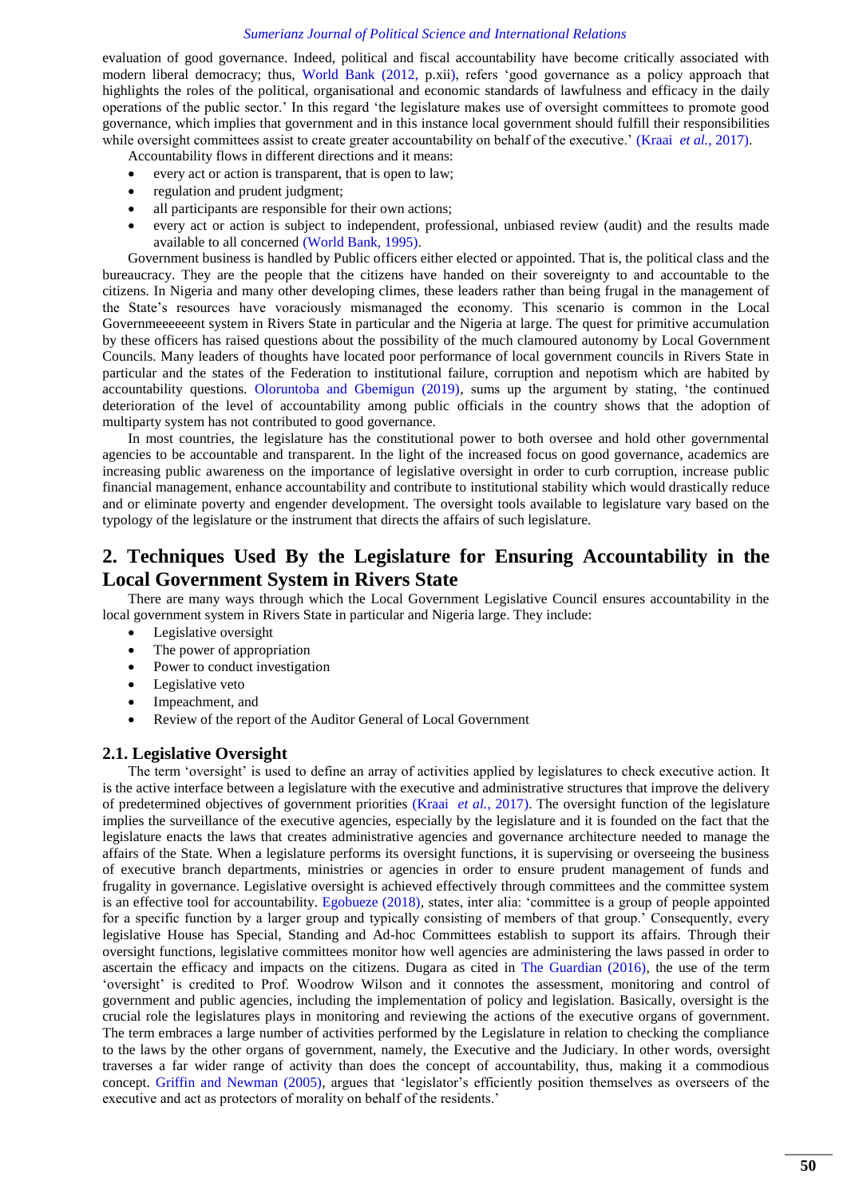evaluation of good governance. Indeed, political and fiscal accountability have become critically associated with modern liberal democracy; thus, World Bank (2012, p.xii), refers 'good governance as a policy approach that highlights the roles of the political, organisational and economic standards of lawfulness and efficacy in the daily operations of the public sector.' In this regard 'the legislature makes use of oversight committees to promote good governance, which implies that government and in this instance local government should fulfill their responsibilities while oversight committees assist to create greater accountability on behalf of the executive.' (Kraai *et al.*, 2017).

Accountability flows in different directions and it means:

- every act or action is transparent, that is open to law;
- regulation and prudent judgment;
- all participants are responsible for their own actions;
- every act or action is subject to independent, professional, unbiased review (audit) and the results made available to all concerned (World Bank, 1995).

Government business is handled by Public officers either elected or appointed. That is, the political class and the bureaucracy. They are the people that the citizens have handed on their sovereignty to and accountable to the citizens. In Nigeria and many other developing climes, these leaders rather than being frugal in the management of the State's resources have voraciously mismanaged the economy. This scenario is common in the Local Governmeeeeeent system in Rivers State in particular and the Nigeria at large. The quest for primitive accumulation by these officers has raised questions about the possibility of the much clamoured autonomy by Local Government Councils. Many leaders of thoughts have located poor performance of local government councils in Rivers State in particular and the states of the Federation to institutional failure, corruption and nepotism which are habited by accountability questions. Oloruntoba and Gbemigun (2019), sums up the argument by stating, 'the continued deterioration of the level of accountability among public officials in the country shows that the adoption of multiparty system has not contributed to good governance.

In most countries, the legislature has the constitutional power to both oversee and hold other governmental agencies to be accountable and transparent. In the light of the increased focus on good governance, academics are increasing public awareness on the importance of legislative oversight in order to curb corruption, increase public financial management, enhance accountability and contribute to institutional stability which would drastically reduce and or eliminate poverty and engender development. The oversight tools available to legislature vary based on the typology of the legislature or the instrument that directs the affairs of such legislature.

## 2. Techniques Used By the Legislature for Ensuring Accountability in the Local Government System in Rivers State

There are many ways through which the Local Government Legislative Council ensures accountability in the local government system in Rivers State in particular and Nigeria large. They include:

- Legislative oversight
- The power of appropriation
- Power to conduct investigation
- Legislative veto
- Impeachment, and
- Review of the report of the Auditor General of Local Government

### 2.1. Legislative Oversight

The term 'oversight' is used to define an array of activities applied by legislatures to check executive action. It is the active interface between a legislature with the executive and administrative structures that improve the delivery of predetermined objectives of government priorities (Kraai *et al.*, 2017). The oversight function of the legislature implies the surveillance of the executive agencies, especially by the legislature and it is founded on the fact that the legislature enacts the laws that creates administrative agencies and governance architecture needed to manage the affairs of the State. When a legislature performs its oversight functions, it is supervising or overseeing the business of executive branch departments, ministries or agencies in order to ensure prudent management of funds and frugality in governance. Legislative oversight is achieved effectively through committees and the committee system is an effective tool for accountability. Egobueze (2018), states, inter alia: 'committee is a group of people appointed for a specific function by a larger group and typically consisting of members of that group.' Consequently, every legislative House has Special, Standing and Ad-hoc Committees establish to support its affairs. Through their oversight functions, legislative committees monitor how well agencies are administering the laws passed in order to ascertain the efficacy and impacts on the citizens. Dugara as cited in The Guardian (2016), the use of the term 'oversight' is credited to Prof. Woodrow Wilson and it connotes the assessment, monitoring and control of government and public agencies, including the implementation of policy and legislation. Basically, oversight is the crucial role the legislatures plays in monitoring and reviewing the actions of the executive organs of government. The term embraces a large number of activities performed by the Legislature in relation to checking the compliance to the laws by the other organs of government, namely, the Executive and the Judiciary. In other words, oversight traverses a far wider range of activity than does the concept of accountability, thus, making it a commodious concept. Griffin and Newman (2005), argues that 'legislator's efficiently position themselves as overseers of the executive and act as protectors of morality on behalf of the residents.'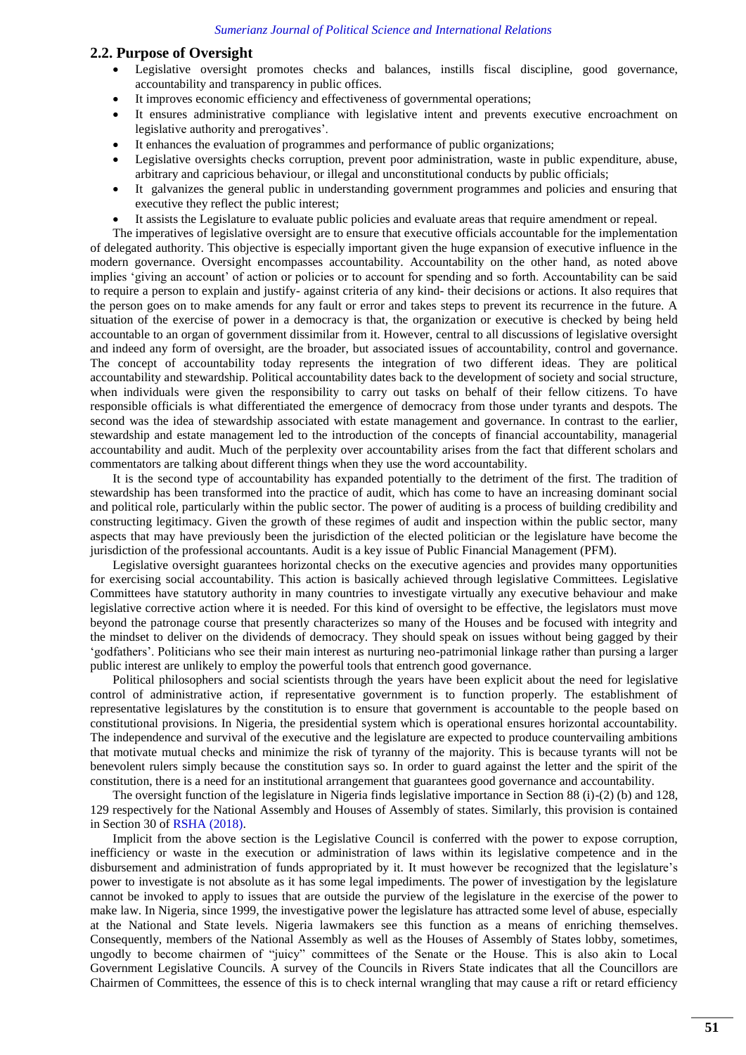## 2.2. Purpose of Oversight

- Legislative oversight promotes checks and balances, instills fiscal discipline, good governance, accountability and transparency in public offices.
- It improves economic efficiency and effectiveness of governmental operations;
- It ensures administrative compliance with legislative intent and prevents executive encroachment on legislative authority and prerogatives'.
- It enhances the evaluation of programmes and performance of public organizations;
- Legislative oversights checks corruption, prevent poor administration, waste in public expenditure, abuse, arbitrary and capricious behaviour, or illegal and unconstitutional conducts by public officials;
- It galvanizes the general public in understanding government programmes and policies and ensuring that executive they reflect the public interest;
- It assists the Legislature to evaluate public policies and evaluate areas that require amendment or repeal.

The imperatives of legislative oversight are to ensure that executive officials accountable for the implementation of delegated authority. This objective is especially important given the huge expansion of executive influence in the modern governance. Oversight encompasses accountability. Accountability on the other hand, as noted above implies 'giving an account' of action or policies or to account for spending and so forth. Accountability can be said to require a person to explain and justify- against criteria of any kind- their decisions or actions. It also requires that the person goes on to make amends for any fault or error and takes steps to prevent its recurrence in the future. A situation of the exercise of power in a democracy is that, the organization or executive is checked by being held accountable to an organ of government dissimilar from it. However, central to all discussions of legislative oversight and indeed any form of oversight, are the broader, but associated issues of accountability, control and governance. The concept of accountability today represents the integration of two different ideas. They are political accountability and stewardship. Political accountability dates back to the development of society and social structure, when individuals were given the responsibility to carry out tasks on behalf of their fellow citizens. To have responsible officials is what differentiated the emergence of democracy from those under tyrants and despots. The second was the idea of stewardship associated with estate management and governance. In contrast to the earlier, stewardship and estate management led to the introduction of the concepts of financial accountability, managerial accountability and audit. Much of the perplexity over accountability arises from the fact that different scholars and commentators are talking about different things when they use the word accountability.

It is the second type of accountability has expanded potentially to the detriment of the first. The tradition of stewardship has been transformed into the practice of audit, which has come to have an increasing dominant social and political role, particularly within the public sector. The power of auditing is a process of building credibility and constructing legitimacy. Given the growth of these regimes of audit and inspection within the public sector, many aspects that may have previously been the jurisdiction of the elected politician or the legislature have become the jurisdiction of the professional accountants. Audit is a key issue of Public Financial Management (PFM).

Legislative oversight guarantees horizontal checks on the executive agencies and provides many opportunities for exercising social accountability. This action is basically achieved through legislative Committees. Legislative Committees have statutory authority in many countries to investigate virtually any executive behaviour and make legislative corrective action where it is needed. For this kind of oversight to be effective, the legislators must move beyond the patronage course that presently characterizes so many of the Houses and be focused with integrity and the mindset to deliver on the dividends of democracy. They should speak on issues without being gagged by their 'godfathers'. Politicians who see their main interest as nurturing neo-patrimonial linkage rather than pursing a larger public interest are unlikely to employ the powerful tools that entrench good governance.

Political philosophers and social scientists through the years have been explicit about the need for legislative control of administrative action, if representative government is to function properly. The establishment of representative legislatures by the constitution is to ensure that government is accountable to the people based on constitutional provisions. In Nigeria, the presidential system which is operational ensures horizontal accountability. The independence and survival of the executive and the legislature are expected to produce countervailing ambitions that motivate mutual checks and minimize the risk of tyranny of the majority. This is because tyrants will not be benevolent rulers simply because the constitution says so. In order to guard against the letter and the spirit of the constitution, there is a need for an institutional arrangement that guarantees good governance and accountability.

The oversight function of the legislature in Nigeria finds legislative importance in Section 88 (i)-(2) (b) and 128, 129 respectively for the National Assembly and Houses of Assembly of states. Similarly, this provision is contained in Section 30 of RSHA (2018).

Implicit from the above section is the Legislative Council is conferred with the power to expose corruption, inefficiency or waste in the execution or administration of laws within its legislative competence and in the disbursement and administration of funds appropriated by it. It must however be recognized that the legislature's power to investigate is not absolute as it has some legal impediments. The power of investigation by the legislature cannot be invoked to apply to issues that are outside the purview of the legislature in the exercise of the power to make law. In Nigeria, since 1999, the investigative power the legislature has attracted some level of abuse, especially at the National and State levels. Nigeria lawmakers see this function as a means of enriching themselves. Consequently, members of the National Assembly as well as the Houses of Assembly of States lobby, sometimes, ungodly to become chairmen of "juicy" committees of the Senate or the House. This is also akin to Local Government Legislative Councils. A survey of the Councils in Rivers State indicates that all the Councillors are Chairmen of Committees, the essence of this is to check internal wrangling that may cause a rift or retard efficiency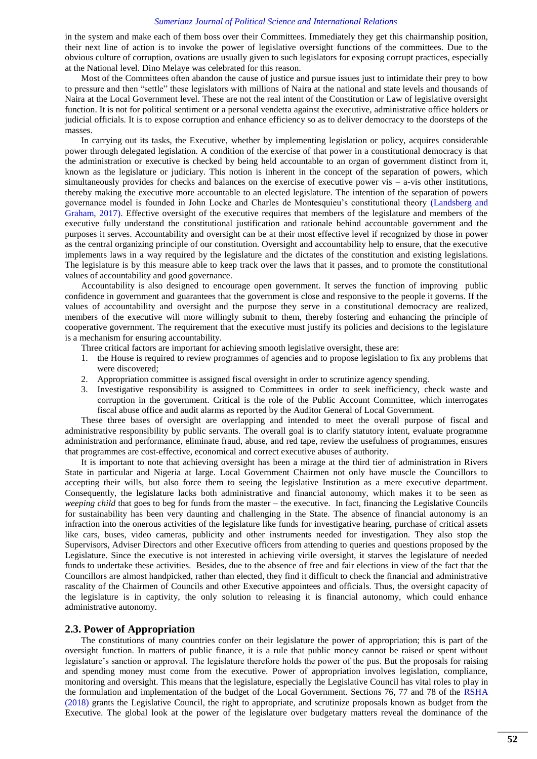in the system and make each of them boss over their Committees. Immediately they get this chairmanship position, their next line of action is to invoke the power of legislative oversight functions of the committees. Due to the obvious culture of corruption, ovations are usually given to such legislators for exposing corrupt practices, especially at the National level. Dino Melaye was celebrated for this reason.

Most of the Committees often abandon the cause of justice and pursue issues just to intimidate their prey to bow to pressure and then "settle" these legislators with millions of Naira at the national and state levels and thousands of Naira at the Local Government level. These are not the real intent of the Constitution or Law of legislative oversight function. It is not for political sentiment or a personal vendetta against the executive, administrative office holders or judicial officials. It is to expose corruption and enhance efficiency so as to deliver democracy to the doorsteps of the masses.

In carrying out its tasks, the Executive, whether by implementing legislation or policy, acquires considerable power through delegated legislation. A condition of the exercise of that power in a constitutional democracy is that the administration or executive is checked by being held accountable to an organ of government distinct from it, known as the legislature or judiciary. This notion is inherent in the concept of the separation of powers, which simultaneously provides for checks and balances on the exercise of executive power vis – a-vis other institutions, thereby making the executive more accountable to an elected legislature. The intention of the separation of powers governance model is founded in John Locke and Charles de Montesquieu's constitutional theory (Landsberg and Graham, 2017). Effective oversight of the executive requires that members of the legislature and members of the executive fully understand the constitutional justification and rationale behind accountable government and the purposes it serves. Accountability and oversight can be at their most effective level if recognized by those in power as the central organizing principle of our constitution. Oversight and accountability help to ensure, that the executive implements laws in a way required by the legislature and the dictates of the constitution and existing legislations. The legislature is by this measure able to keep track over the laws that it passes, and to promote the constitutional values of accountability and good governance.

Accountability is also designed to encourage open government. It serves the function of improving public confidence in government and guarantees that the government is close and responsive to the people it governs. If the values of accountability and oversight and the purpose they serve in a constitutional democracy are realized, members of the executive will more willingly submit to them, thereby fostering and enhancing the principle of cooperative government. The requirement that the executive must justify its policies and decisions to the legislature is a mechanism for ensuring accountability.

Three critical factors are important for achieving smooth legislative oversight, these are:

1. the House is required to review programmes of agencies and to propose legislation to fix any problems that were discovered;
2. Appropriation committee is assigned fiscal oversight in order to scrutinize agency spending.
3. Investigative responsibility is assigned to Committees in order to seek inefficiency, check waste and corruption in the government. Critical is the role of the Public Account Committee, which interrogates fiscal abuse office and audit alarms as reported by the Auditor General of Local Government.

These three bases of oversight are overlapping and intended to meet the overall purpose of fiscal and administrative responsibility by public servants. The overall goal is to clarify statutory intent, evaluate programme administration and performance, eliminate fraud, abuse, and red tape, review the usefulness of programmes, ensures that programmes are cost-effective, economical and correct executive abuses of authority.

It is important to note that achieving oversight has been a mirage at the third tier of administration in Rivers State in particular and Nigeria at large. Local Government Chairmen not only have muscle the Councillors to accepting their wills, but also force them to seeing the legislative Institution as a mere executive department. Consequently, the legislature lacks both administrative and financial autonomy, which makes it to be seen as *weeping child* that goes to beg for funds from the master – the executive. In fact, financing the Legislative Councils for sustainability has been very daunting and challenging in the State. The absence of financial autonomy is an infraction into the onerous activities of the legislature like funds for investigative hearing, purchase of critical assets like cars, buses, video cameras, publicity and other instruments needed for investigation. They also stop the Supervisors, Adviser Directors and other Executive officers from attending to queries and questions proposed by the Legislature. Since the executive is not interested in achieving virile oversight, it starves the legislature of needed funds to undertake these activities. Besides, due to the absence of free and fair elections in view of the fact that the Councillors are almost handpicked, rather than elected, they find it difficult to check the financial and administrative rascality of the Chairmen of Councils and other Executive appointees and officials. Thus, the oversight capacity of the legislature is in captivity, the only solution to releasing it is financial autonomy, which could enhance administrative autonomy.

## 2.3. Power of Appropriation

The constitutions of many countries confer on their legislature the power of appropriation; this is part of the oversight function. In matters of public finance, it is a rule that public money cannot be raised or spent without legislature's sanction or approval. The legislature therefore holds the power of the pus. But the proposals for raising and spending money must come from the executive. Power of appropriation involves legislation, compliance, monitoring and oversight. This means that the legislature, especially the Legislative Council has vital roles to play in the formulation and implementation of the budget of the Local Government. Sections 76, 77 and 78 of the RSHA (2018) grants the Legislative Council, the right to appropriate, and scrutinize proposals known as budget from the Executive. The global look at the power of the legislature over budgetary matters reveal the dominance of the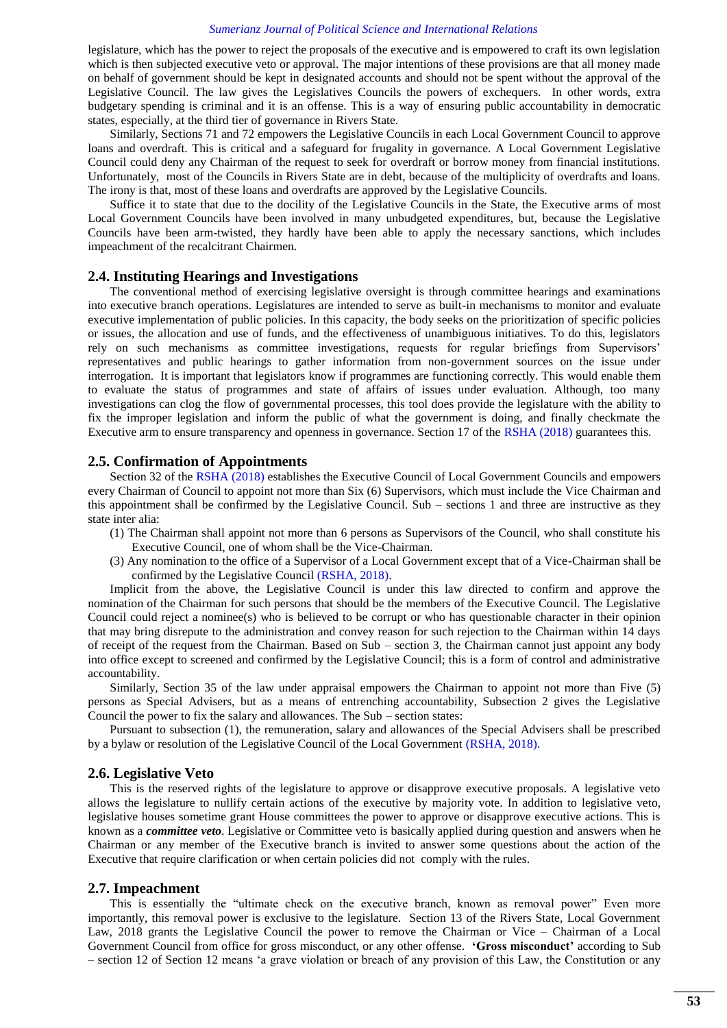legislature, which has the power to reject the proposals of the executive and is empowered to craft its own legislation which is then subjected executive veto or approval. The major intentions of these provisions are that all money made on behalf of government should be kept in designated accounts and should not be spent without the approval of the Legislative Council. The law gives the Legislatives Councils the powers of exchequers. In other words, extra budgetary spending is criminal and it is an offense. This is a way of ensuring public accountability in democratic states, especially, at the third tier of governance in Rivers State.

Similarly, Sections 71 and 72 empowers the Legislative Councils in each Local Government Council to approve loans and overdraft. This is critical and a safeguard for frugality in governance. A Local Government Legislative Council could deny any Chairman of the request to seek for overdraft or borrow money from financial institutions. Unfortunately, most of the Councils in Rivers State are in debt, because of the multiplicity of overdrafts and loans. The irony is that, most of these loans and overdrafts are approved by the Legislative Councils.

Suffice it to state that due to the docility of the Legislative Councils in the State, the Executive arms of most Local Government Councils have been involved in many unbudgeted expenditures, but, because the Legislative Councils have been arm-twisted, they hardly have been able to apply the necessary sanctions, which includes impeachment of the recalcitrant Chairmen.

## 2.4. Instituting Hearings and Investigations

The conventional method of exercising legislative oversight is through committee hearings and examinations into executive branch operations. Legislatures are intended to serve as built-in mechanisms to monitor and evaluate executive implementation of public policies. In this capacity, the body seeks on the prioritization of specific policies or issues, the allocation and use of funds, and the effectiveness of unambiguous initiatives. To do this, legislators rely on such mechanisms as committee investigations, requests for regular briefings from Supervisors' representatives and public hearings to gather information from non-government sources on the issue under interrogation. It is important that legislators know if programmes are functioning correctly. This would enable them to evaluate the status of programmes and state of affairs of issues under evaluation. Although, too many investigations can clog the flow of governmental processes, this tool does provide the legislature with the ability to fix the improper legislation and inform the public of what the government is doing, and finally checkmate the Executive arm to ensure transparency and openness in governance. Section 17 of the RSHA (2018) guarantees this.

## 2.5. Confirmation of Appointments

Section 32 of the RSHA (2018) establishes the Executive Council of Local Government Councils and empowers every Chairman of Council to appoint not more than Six (6) Supervisors, which must include the Vice Chairman and this appointment shall be confirmed by the Legislative Council. Sub – sections 1 and three are instructive as they state inter alia:

(1) The Chairman shall appoint not more than 6 persons as Supervisors of the Council, who shall constitute his Executive Council, one of whom shall be the Vice-Chairman.

(3) Any nomination to the office of a Supervisor of a Local Government except that of a Vice-Chairman shall be confirmed by the Legislative Council (RSHA, 2018).

Implicit from the above, the Legislative Council is under this law directed to confirm and approve the nomination of the Chairman for such persons that should be the members of the Executive Council. The Legislative Council could reject a nominee(s) who is believed to be corrupt or who has questionable character in their opinion that may bring disrepute to the administration and convey reason for such rejection to the Chairman within 14 days of receipt of the request from the Chairman. Based on Sub – section 3, the Chairman cannot just appoint any body into office except to screened and confirmed by the Legislative Council; this is a form of control and administrative accountability.

Similarly, Section 35 of the law under appraisal empowers the Chairman to appoint not more than Five (5) persons as Special Advisers, but as a means of entrenching accountability, Subsection 2 gives the Legislative Council the power to fix the salary and allowances. The Sub – section states:

Pursuant to subsection (1), the remuneration, salary and allowances of the Special Advisers shall be prescribed by a bylaw or resolution of the Legislative Council of the Local Government (RSHA, 2018).

## 2.6. Legislative Veto

This is the reserved rights of the legislature to approve or disapprove executive proposals. A legislative veto allows the legislature to nullify certain actions of the executive by majority vote. In addition to legislative veto, legislative houses sometime grant House committees the power to approve or disapprove executive actions. This is known as a ***committee veto***. Legislative or Committee veto is basically applied during question and answers when he Chairman or any member of the Executive branch is invited to answer some questions about the action of the Executive that require clarification or when certain policies did not comply with the rules.

## 2.7. Impeachment

This is essentially the "ultimate check on the executive branch, known as removal power" Even more importantly, this removal power is exclusive to the legislature. Section 13 of the Rivers State, Local Government Law, 2018 grants the Legislative Council the power to remove the Chairman or Vice – Chairman of a Local Government Council from office for gross misconduct, or any other offense. **'Gross misconduct'** according to Sub – section 12 of Section 12 means 'a grave violation or breach of any provision of this Law, the Constitution or any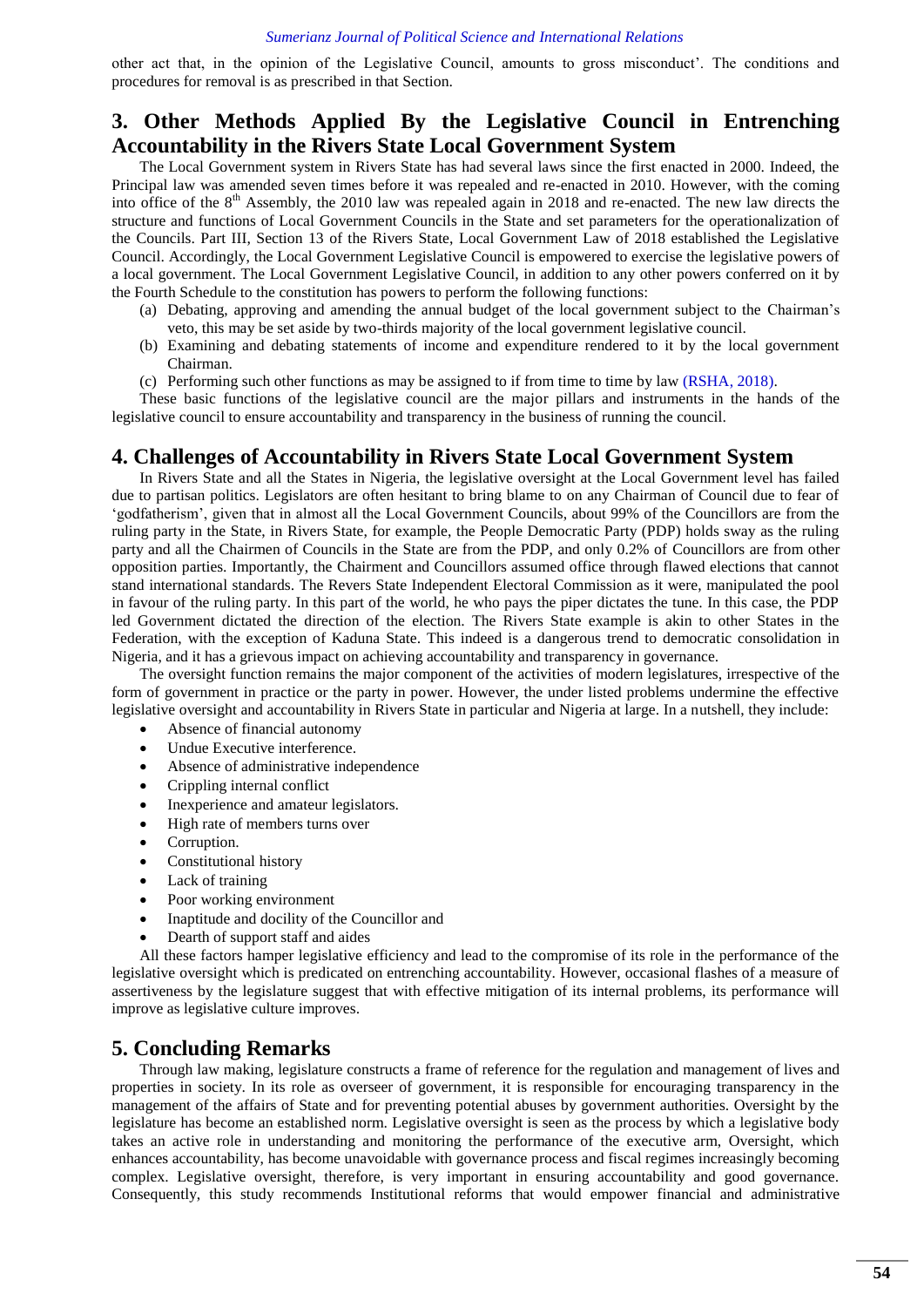other act that, in the opinion of the Legislative Council, amounts to gross misconduct'. The conditions and procedures for removal is as prescribed in that Section.

## 3. Other Methods Applied By the Legislative Council in Entrenching Accountability in the Rivers State Local Government System

The Local Government system in Rivers State has had several laws since the first enacted in 2000. Indeed, the Principal law was amended seven times before it was repealed and re-enacted in 2010. However, with the coming into office of the 8th Assembly, the 2010 law was repealed again in 2018 and re-enacted. The new law directs the structure and functions of Local Government Councils in the State and set parameters for the operationalization of the Councils. Part III, Section 13 of the Rivers State, Local Government Law of 2018 established the Legislative Council. Accordingly, the Local Government Legislative Council is empowered to exercise the legislative powers of a local government. The Local Government Legislative Council, in addition to any other powers conferred on it by the Fourth Schedule to the constitution has powers to perform the following functions:

(a) Debating, approving and amending the annual budget of the local government subject to the Chairman's veto, this may be set aside by two-thirds majority of the local government legislative council.
(b) Examining and debating statements of income and expenditure rendered to it by the local government Chairman.
(c) Performing such other functions as may be assigned to if from time to time by law (RSHA, 2018).

These basic functions of the legislative council are the major pillars and instruments in the hands of the legislative council to ensure accountability and transparency in the business of running the council.

## 4. Challenges of Accountability in Rivers State Local Government System

In Rivers State and all the States in Nigeria, the legislative oversight at the Local Government level has failed due to partisan politics. Legislators are often hesitant to bring blame to on any Chairman of Council due to fear of 'godfatherism', given that in almost all the Local Government Councils, about 99% of the Councillors are from the ruling party in the State, in Rivers State, for example, the People Democratic Party (PDP) holds sway as the ruling party and all the Chairmen of Councils in the State are from the PDP, and only 0.2% of Councillors are from other opposition parties. Importantly, the Chairment and Councillors assumed office through flawed elections that cannot stand international standards. The Revers State Independent Electoral Commission as it were, manipulated the pool in favour of the ruling party. In this part of the world, he who pays the piper dictates the tune. In this case, the PDP led Government dictated the direction of the election. The Rivers State example is akin to other States in the Federation, with the exception of Kaduna State. This indeed is a dangerous trend to democratic consolidation in Nigeria, and it has a grievous impact on achieving accountability and transparency in governance.

The oversight function remains the major component of the activities of modern legislatures, irrespective of the form of government in practice or the party in power. However, the under listed problems undermine the effective legislative oversight and accountability in Rivers State in particular and Nigeria at large. In a nutshell, they include:

- Absence of financial autonomy
- Undue Executive interference.
- Absence of administrative independence
- Crippling internal conflict
- Inexperience and amateur legislators.
- High rate of members turns over
- Corruption.
- Constitutional history
- Lack of training
- Poor working environment
- Inaptitude and docility of the Councillor and
- Dearth of support staff and aides

All these factors hamper legislative efficiency and lead to the compromise of its role in the performance of the legislative oversight which is predicated on entrenching accountability. However, occasional flashes of a measure of assertiveness by the legislature suggest that with effective mitigation of its internal problems, its performance will improve as legislative culture improves.

## 5. Concluding Remarks

Through law making, legislature constructs a frame of reference for the regulation and management of lives and properties in society. In its role as overseer of government, it is responsible for encouraging transparency in the management of the affairs of State and for preventing potential abuses by government authorities. Oversight by the legislature has become an established norm. Legislative oversight is seen as the process by which a legislative body takes an active role in understanding and monitoring the performance of the executive arm, Oversight, which enhances accountability, has become unavoidable with governance process and fiscal regimes increasingly becoming complex. Legislative oversight, therefore, is very important in ensuring accountability and good governance. Consequently, this study recommends Institutional reforms that would empower financial and administrative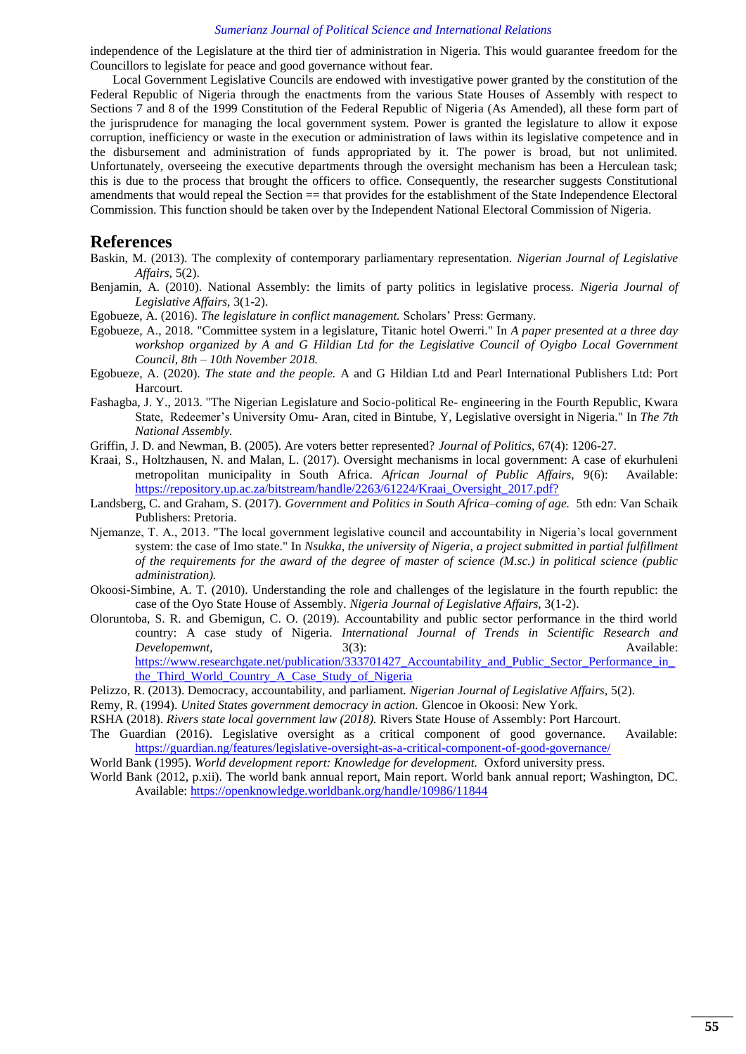independence of the Legislature at the third tier of administration in Nigeria. This would guarantee freedom for the Councillors to legislate for peace and good governance without fear.

Local Government Legislative Councils are endowed with investigative power granted by the constitution of the Federal Republic of Nigeria through the enactments from the various State Houses of Assembly with respect to Sections 7 and 8 of the 1999 Constitution of the Federal Republic of Nigeria (As Amended), all these form part of the jurisprudence for managing the local government system. Power is granted the legislature to allow it expose corruption, inefficiency or waste in the execution or administration of laws within its legislative competence and in the disbursement and administration of funds appropriated by it. The power is broad, but not unlimited. Unfortunately, overseeing the executive departments through the oversight mechanism has been a Herculean task; this is due to the process that brought the officers to office. Consequently, the researcher suggests Constitutional amendments that would repeal the Section == that provides for the establishment of the State Independence Electoral Commission. This function should be taken over by the Independent National Electoral Commission of Nigeria.

## References

Baskin, M. (2013). The complexity of contemporary parliamentary representation. *Nigerian Journal of Legislative Affairs,* 5(2).

Benjamin, A. (2010). National Assembly: the limits of party politics in legislative process. *Nigeria Journal of Legislative Affairs,* 3(1-2).

Egobueze, A. (2016). *The legislature in conflict management.* Scholars' Press: Germany.

Egobueze, A., 2018. "Committee system in a legislature, Titanic hotel Owerri." In *A paper presented at a three day workshop organized by A and G Hildian Ltd for the Legislative Council of Oyigbo Local Government Council, 8th – 10th November 2018.*

Egobueze, A. (2020). *The state and the people.* A and G Hildian Ltd and Pearl International Publishers Ltd: Port Harcourt.

Fashagba, J. Y., 2013. "The Nigerian Legislature and Socio-political Re- engineering in the Fourth Republic, Kwara State, Redeemer's University Omu- Aran, cited in Bintube, Y, Legislative oversight in Nigeria." In *The 7th National Assembly.*

Griffin, J. D. and Newman, B. (2005). Are voters better represented? *Journal of Politics,* 67(4): 1206-27.

Kraai, S., Holtzhausen, N. and Malan, L. (2017). Oversight mechanisms in local government: A case of ekurhuleni metropolitan municipality in South Africa. *African Journal of Public Affairs,* 9(6): Available: https://repository.up.ac.za/bitstream/handle/2263/61224/Kraai_Oversight_2017.pdf?

Landsberg, C. and Graham, S. (2017). *Government and Politics in South Africa–coming of age.* 5th edn: Van Schaik Publishers: Pretoria.

Njemanze, T. A., 2013. "The local government legislative council and accountability in Nigeria's local government system: the case of Imo state." In *Nsukka, the university of Nigeria, a project submitted in partial fulfillment of the requirements for the award of the degree of master of science (M.sc.) in political science (public administration).*

Okoosi-Simbine, A. T. (2010). Understanding the role and challenges of the legislature in the fourth republic: the case of the Oyo State House of Assembly. *Nigeria Journal of Legislative Affairs,* 3(1-2).

Oloruntoba, S. R. and Gbemigun, C. O. (2019). Accountability and public sector performance in the third world country: A case study of Nigeria. *International Journal of Trends in Scientific Research and Developemwnt,* 3(3): Available: https://www.researchgate.net/publication/333701427_Accountability_and_Public_Sector_Performance_in_the_Third_World_Country_A_Case_Study_of_Nigeria

Pelizzo, R. (2013). Democracy, accountability, and parliament. *Nigerian Journal of Legislative Affairs,* 5(2).

Remy, R. (1994). *United States government democracy in action.* Glencoe in Okoosi: New York.

RSHA (2018). *Rivers state local government law (2018).* Rivers State House of Assembly: Port Harcourt.

The Guardian (2016). Legislative oversight as a critical component of good governance. Available: https://guardian.ng/features/legislative-oversight-as-a-critical-component-of-good-governance/

World Bank (1995). *World development report: Knowledge for development.* Oxford university press.

World Bank (2012, p.xii). The world bank annual report, Main report. World bank annual report; Washington, DC. Available: https://openknowledge.worldbank.org/handle/10986/11844